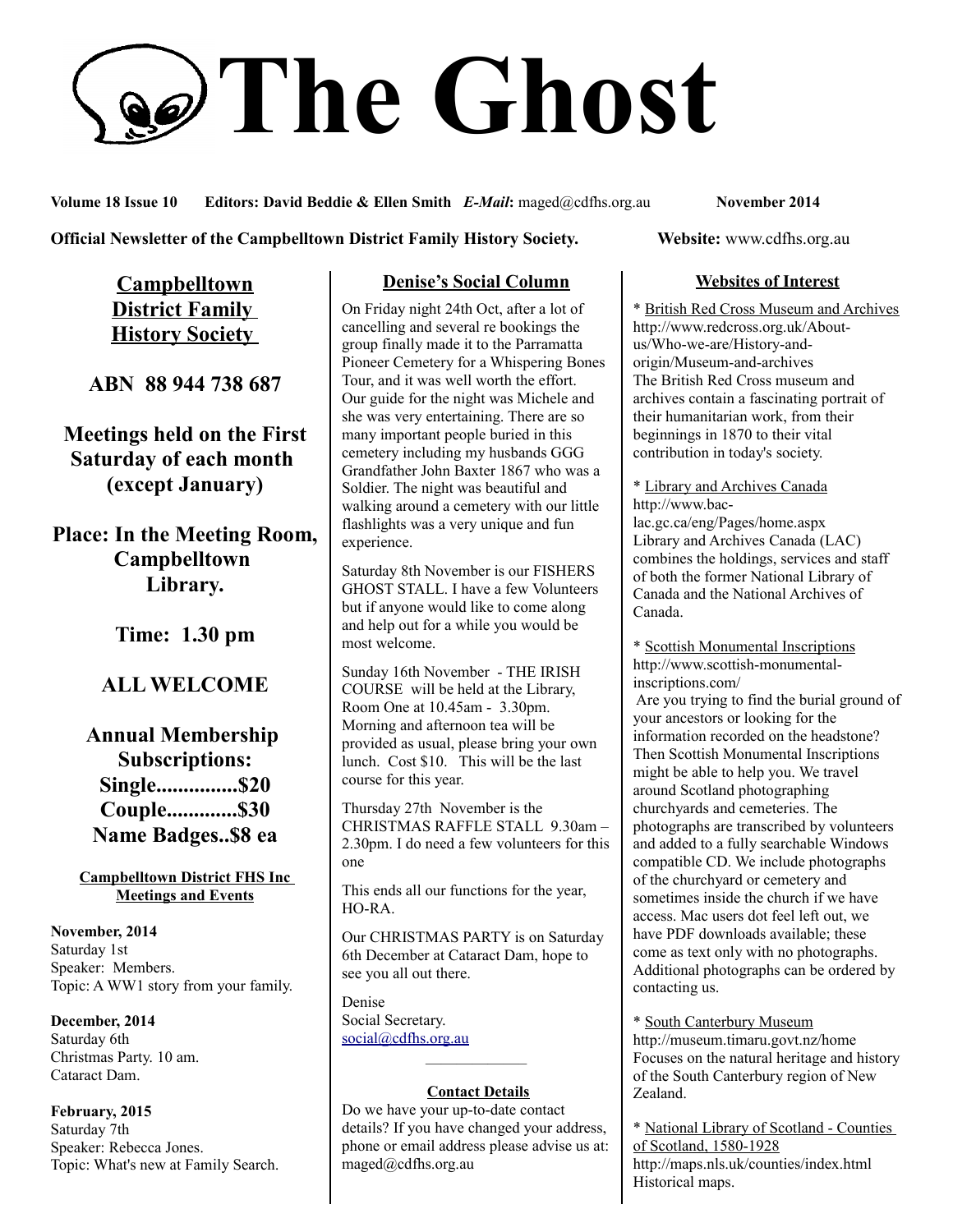# The Ghost

**Volume 18 Issue 10** **Editors: David Beddie & Ellen Smith** ***E-Mail*:** maged@cdfhs.org.au **November 2014**

**Official Newsletter of the Campbelltown District Family History Society.** **Website:** www.cdfhs.org.au

## Campbelltown District Family History Society

**ABN 88 944 738 687**

**Meetings held on the First Saturday of each month (except January)**

**Place: In the Meeting Room, Campbelltown Library.**

**Time: 1.30 pm**

**ALL WELCOME**

**Annual Membership Subscriptions:**
**Single...............$20**
**Couple.............$30**
**Name Badges..$8 ea**

### Campbelltown District FHS Inc Meetings and Events

**November, 2014**
Saturday 1st
Speaker: Members.
Topic: A WW1 story from your family.

**December, 2014**
Saturday 6th
Christmas Party. 10 am.
Cataract Dam.

**February, 2015**
Saturday 7th
Speaker: Rebecca Jones.
Topic: What's new at Family Search.

## Denise's Social Column

On Friday night 24th Oct, after a lot of cancelling and several re bookings the group finally made it to the Parramatta Pioneer Cemetery for a Whispering Bones Tour, and it was well worth the effort. Our guide for the night was Michele and she was very entertaining. There are so many important people buried in this cemetery including my husbands GGG Grandfather John Baxter 1867 who was a Soldier. The night was beautiful and walking around a cemetery with our little flashlights was a very unique and fun experience.

Saturday 8th November is our FISHERS GHOST STALL. I have a few Volunteers but if anyone would like to come along and help out for a while you would be most welcome.

Sunday 16th November - THE IRISH COURSE will be held at the Library, Room One at 10.45am - 3.30pm. Morning and afternoon tea will be provided as usual, please bring your own lunch. Cost $10. This will be the last course for this year.

Thursday 27th November is the CHRISTMAS RAFFLE STALL 9.30am – 2.30pm. I do need a few volunteers for this one

This ends all our functions for the year, HO-RA.

Our CHRISTMAS PARTY is on Saturday 6th December at Cataract Dam, hope to see you all out there.

Denise
Social Secretary.
social@cdfhs.org.au

---

### Contact Details

Do we have your up-to-date contact details? If you have changed your address, phone or email address please advise us at: maged@cdfhs.org.au

## Websites of Interest

* British Red Cross Museum and Archives
http://www.redcross.org.uk/About-us/Who-we-are/History-and-origin/Museum-and-archives
The British Red Cross museum and archives contain a fascinating portrait of their humanitarian work, from their beginnings in 1870 to their vital contribution in today's society.

* Library and Archives Canada
http://www.bac-lac.gc.ca/eng/Pages/home.aspx
Library and Archives Canada (LAC) combines the holdings, services and staff of both the former National Library of Canada and the National Archives of Canada.

* Scottish Monumental Inscriptions
http://www.scottish-monumental-inscriptions.com/
Are you trying to find the burial ground of your ancestors or looking for the information recorded on the headstone? Then Scottish Monumental Inscriptions might be able to help you. We travel around Scotland photographing churchyards and cemeteries. The photographs are transcribed by volunteers and added to a fully searchable Windows compatible CD. We include photographs of the churchyard or cemetery and sometimes inside the church if we have access. Mac users dot feel left out, we have PDF downloads available; these come as text only with no photographs. Additional photographs can be ordered by contacting us.

* South Canterbury Museum
http://museum.timaru.govt.nz/home
Focuses on the natural heritage and history of the South Canterbury region of New Zealand.

* National Library of Scotland - Counties of Scotland, 1580-1928
http://maps.nls.uk/counties/index.html
Historical maps.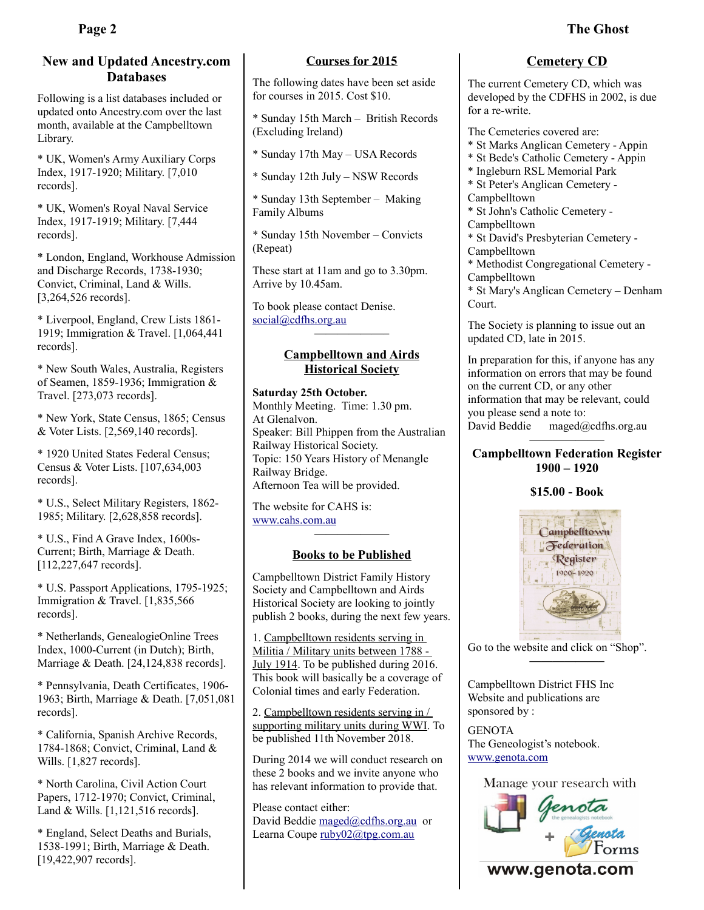## New and Updated Ancestry.com Databases

Following is a list databases included or updated onto Ancestry.com over the last month, available at the Campbelltown Library.

* UK, Women's Army Auxiliary Corps Index, 1917-1920; Military. [7,010 records].

* UK, Women's Royal Naval Service Index, 1917-1919; Military. [7,444 records].

* London, England, Workhouse Admission and Discharge Records, 1738-1930; Convict, Criminal, Land & Wills. [3,264,526 records].

* Liverpool, England, Crew Lists 1861-1919; Immigration & Travel. [1,064,441 records].

* New South Wales, Australia, Registers of Seamen, 1859-1936; Immigration & Travel. [273,073 records].

* New York, State Census, 1865; Census & Voter Lists. [2,569,140 records].

* 1920 United States Federal Census; Census & Voter Lists. [107,634,003 records].

* U.S., Select Military Registers, 1862-1985; Military. [2,628,858 records].

* U.S., Find A Grave Index, 1600s-Current; Birth, Marriage & Death. [112,227,647 records].

* U.S. Passport Applications, 1795-1925; Immigration & Travel. [1,835,566 records].

* Netherlands, GenealogieOnline Trees Index, 1000-Current (in Dutch); Birth, Marriage & Death. [24,124,838 records].

* Pennsylvania, Death Certificates, 1906-1963; Birth, Marriage & Death. [7,051,081 records].

* California, Spanish Archive Records, 1784-1868; Convict, Criminal, Land & Wills. [1,827 records].

* North Carolina, Civil Action Court Papers, 1712-1970; Convict, Criminal, Land & Wills. [1,121,516 records].

* England, Select Deaths and Burials, 1538-1991; Birth, Marriage & Death. [19,422,907 records].

## Courses for 2015

The following dates have been set aside for courses in 2015. Cost $10.

* Sunday 15th March – British Records (Excluding Ireland)

* Sunday 17th May – USA Records

* Sunday 12th July – NSW Records

* Sunday 13th September – Making Family Albums

* Sunday 15th November – Convicts (Repeat)

These start at 11am and go to 3.30pm. Arrive by 10.45am.

To book please contact Denise. social@cdfhs.org.au

## Campbelltown and Airds Historical Society

**Saturday 25th October.**
Monthly Meeting. Time: 1.30 pm.
At Glenalvon.
Speaker: Bill Phippen from the Australian Railway Historical Society.
Topic: 150 Years History of Menangle Railway Bridge.
Afternoon Tea will be provided.

The website for CAHS is: www.cahs.com.au

## Books to be Published

Campbelltown District Family History Society and Campbelltown and Airds Historical Society are looking to jointly publish 2 books, during the next few years.

1. Campbelltown residents serving in Militia / Military units between 1788 - July 1914. To be published during 2016. This book will basically be a coverage of Colonial times and early Federation.

2. Campbelltown residents serving in / supporting military units during WWI. To be published 11th November 2018.

During 2014 we will conduct research on these 2 books and we invite anyone who has relevant information to provide that.

Please contact either:
David Beddie maged@cdfhs.org.au or
Learna Coupe ruby02@tpg.com.au

## Cemetery CD

The current Cemetery CD, which was developed by the CDFHS in 2002, is due for a re-write.

The Cemeteries covered are:
* St Marks Anglican Cemetery - Appin
* St Bede's Catholic Cemetery - Appin
* Ingleburn RSL Memorial Park
* St Peter's Anglican Cemetery - Campbelltown
* St John's Catholic Cemetery - Campbelltown
* St David's Presbyterian Cemetery - Campbelltown
* Methodist Congregational Cemetery - Campbelltown
* St Mary's Anglican Cemetery – Denham Court.

The Society is planning to issue out an updated CD, late in 2015.

In preparation for this, if anyone has any information on errors that may be found on the current CD, or any other information that may be relevant, could you please send a note to:
David Beddie maged@cdfhs.org.au

## Campbelltown Federation Register 1900 – 1920

**$15.00 - Book**

Go to the website and click on "Shop".

Campbelltown District FHS Inc Website and publications are sponsored by :

GENOTA
The Geneologist's notebook.
www.genota.com

Manage your research with Genota + Genota Forms
www.genota.com